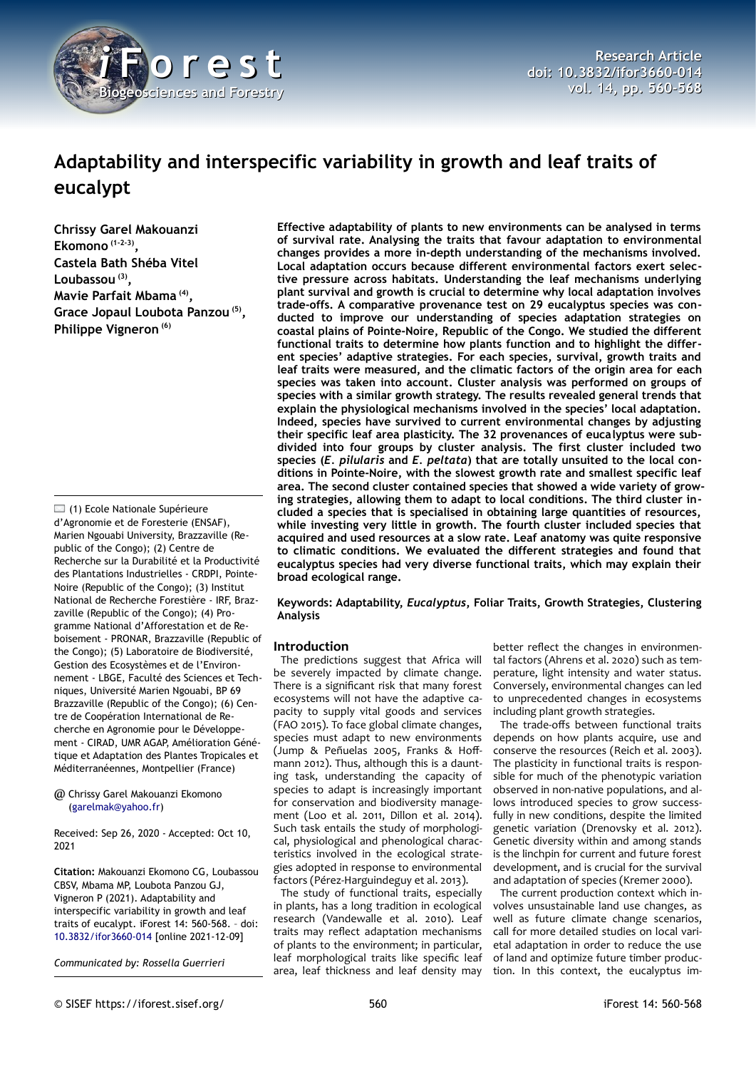# Adaptability and interspecific variability in growth and leaf traits of eucalypt

**Chrissy Garel Makouanzi Ekomono [1-2-3], Castela Bath Shéba Vitel Loubassou [3], Mavie Parfait Mbama [4], Grace Jopaul Loubota Panzou [5], Philippe Vigneron [6]**

**Effective adaptability of plants to new environments can be analysed in terms of survival rate. Analysing the traits that favour adaptation to environmental changes provides a more in-depth understanding of the mechanisms involved. Local adaptation occurs because different environmental factors exert selective pressure across habitats. Understanding the leaf mechanisms underlying plant survival and growth is crucial to determine why local adaptation involves trade-offs. A comparative provenance test on 29 eucalyptus species was conducted to improve our understanding of species adaptation strategies on coastal plains of Pointe-Noire, Republic of the Congo. We studied the different functional traits to determine how plants function and to highlight the different species' adaptive strategies. For each species, survival, growth traits and leaf traits were measured, and the climatic factors of the origin area for each species was taken into account. Cluster analysis was performed on groups of species with a similar growth strategy. The results revealed general trends that explain the physiological mechanisms involved in the species' local adaptation. Indeed, species have survived to current environmental changes by adjusting their specific leaf area plasticity. The 32 provenances of eucalyptus were subdivided into four groups by cluster analysis. The first cluster included two species (*E. pilularis* and *E. peltata*) that are totally unsuited to the local conditions in Pointe-Noire, with the slowest growth rate and smallest specific leaf area. The second cluster contained species that showed a wide variety of growing strategies, allowing them to adapt to local conditions. The third cluster included a species that is specialised in obtaining large quantities of resources, while investing very little in growth. The fourth cluster included species that acquired and used resources at a slow rate. Leaf anatomy was quite responsive to climatic conditions. We evaluated the different strategies and found that eucalyptus species had very diverse functional traits, which may explain their broad ecological range.**

**Keywords: Adaptability, *Eucalyptus*, Foliar Traits, Growth Strategies, Clustering Analysis**

(1) Ecole Nationale Supérieure d'Agronomie et de Foresterie (ENSAF), Marien Ngouabi University, Brazzaville (Republic of the Congo); (2) Centre de Recherche sur la Durabilité et la Productivité des Plantations Industrielles - CRDPI, Pointe-Noire (Republic of the Congo); (3) Institut National de Recherche Forestière - IRF, Brazzaville (Republic of the Congo); (4) Programme National d'Afforestation et de Reboisement - PRONAR, Brazzaville (Republic of the Congo); (5) Laboratoire de Biodiversité, Gestion des Ecosystèmes et de l'Environnement - LBGE, Faculté des Sciences et Techniques, Université Marien Ngouabi, BP 69 Brazzaville (Republic of the Congo); (6) Centre de Coopération International de Recherche en Agronomie pour le Développement - CIRAD, UMR AGAP, Amélioration Génétique et Adaptation des Plantes Tropicales et Méditerranéennes, Montpellier (France)

@ Chrissy Garel Makouanzi Ekomono (garelmak@yahoo.fr)

Received: Sep 26, 2020 - Accepted: Oct 10, 2021

**Citation:** Makouanzi Ekomono CG, Loubassou CBSV, Mbama MP, Loubota Panzou GJ, Vigneron P (2021). Adaptability and interspecific variability in growth and leaf traits of eucalypt. iForest 14: 560-568. – doi: 10.3832/ifor3660-014 [online 2021-12-09]

*Communicated by: Rossella Guerrieri*

## Introduction

The predictions suggest that Africa will be severely impacted by climate change. There is a significant risk that many forest ecosystems will not have the adaptive capacity to supply vital goods and services (FAO 2015). To face global climate changes, species must adapt to new environments (Jump & Peñuelas 2005, Franks & Hoffmann 2012). Thus, although this is a daunting task, understanding the capacity of species to adapt is increasingly important for conservation and biodiversity management (Loo et al. 2011, Dillon et al. 2014). Such task entails the study of morphological, physiological and phenological characteristics involved in the ecological strategies adopted in response to environmental factors (Pérez-Harguindeguy et al. 2013).

The study of functional traits, especially in plants, has a long tradition in ecological research (Vandewalle et al. 2010). Leaf traits may reflect adaptation mechanisms of plants to the environment; in particular, leaf morphological traits like specific leaf area, leaf thickness and leaf density may better reflect the changes in environmental factors (Ahrens et al. 2020) such as temperature, light intensity and water status. Conversely, environmental changes can led to unprecedented changes in ecosystems including plant growth strategies.

The trade-offs between functional traits depends on how plants acquire, use and conserve the resources (Reich et al. 2003). The plasticity in functional traits is responsible for much of the phenotypic variation observed in non-native populations, and allows introduced species to grow successfully in new conditions, despite the limited genetic variation (Drenovsky et al. 2012). Genetic diversity within and among stands is the linchpin for current and future forest development, and is crucial for the survival and adaptation of species (Kremer 2000).

The current production context which involves unsustainable land use changes, as well as future climate change scenarios, call for more detailed studies on local varietal adaptation in order to reduce the use of land and optimize future timber production. In this context, the eucalyptus im-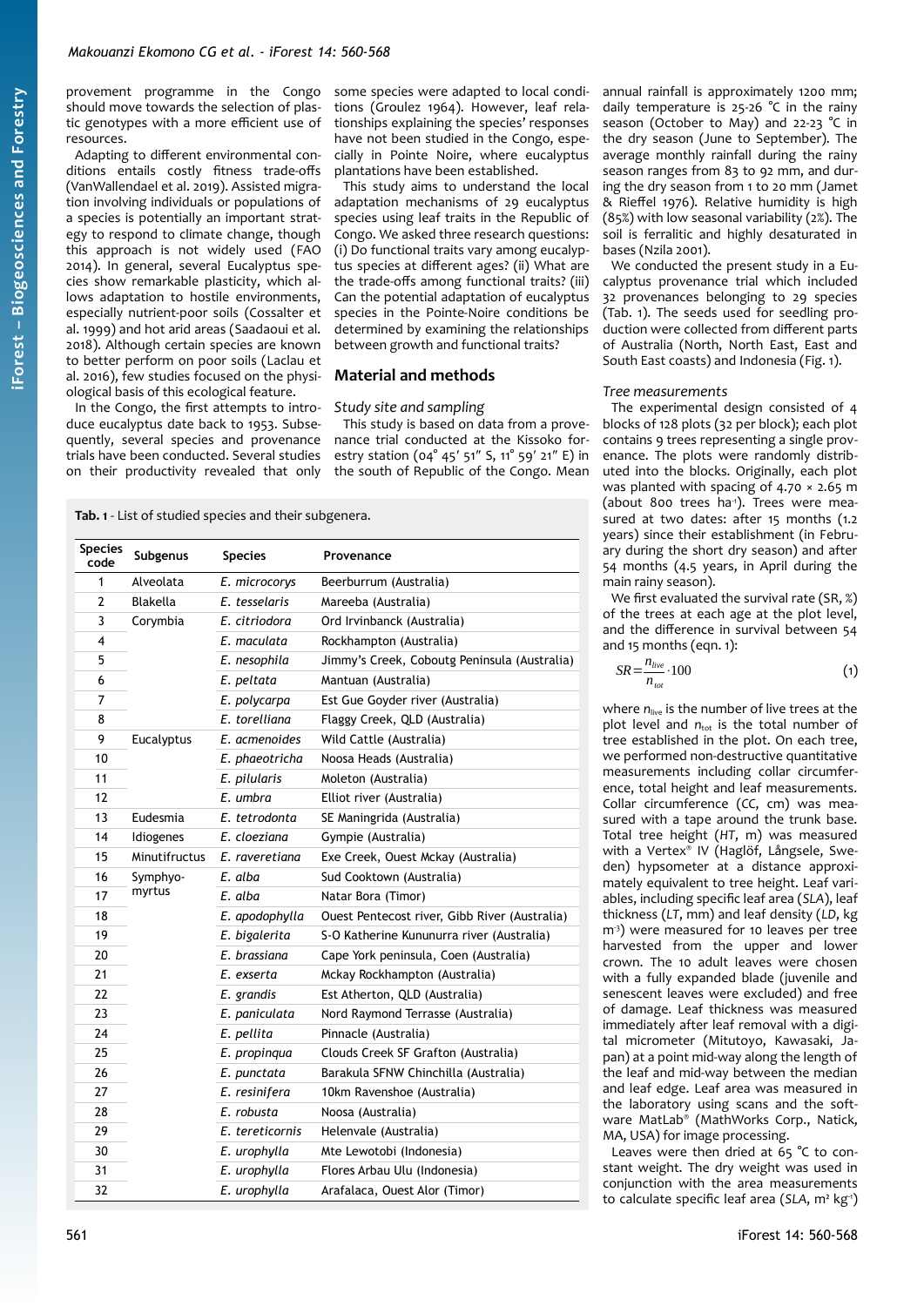provement programme in the Congo should move towards the selection of plastic genotypes with a more efficient use of resources.

Adapting to different environmental conditions entails costly fitness trade-offs (VanWallendael et al. 2019). Assisted migration involving individuals or populations of a species is potentially an important strategy to respond to climate change, though this approach is not widely used (FAO 2014). In general, several Eucalyptus species show remarkable plasticity, which allows adaptation to hostile environments, especially nutrient-poor soils (Cossalter et al. 1999) and hot arid areas (Saadaoui et al. 2018). Although certain species are known to better perform on poor soils (Laclau et al. 2016), few studies focused on the physiological basis of this ecological feature.

In the Congo, the first attempts to introduce eucalyptus date back to 1953. Subsequently, several species and provenance trials have been conducted. Several studies on their productivity revealed that only some species were adapted to local conditions (Groulez 1964). However, leaf relationships explaining the species' responses have not been studied in the Congo, especially in Pointe Noire, where eucalyptus plantations have been established.

This study aims to understand the local adaptation mechanisms of 29 eucalyptus species using leaf traits in the Republic of Congo. We asked three research questions: (i) Do functional traits vary among eucalyptus species at different ages? (ii) What are the trade-offs among functional traits? (iii) Can the potential adaptation of eucalyptus species in the Pointe-Noire conditions be determined by examining the relationships between growth and functional traits?

## Material and methods

### Study site and sampling

This study is based on data from a provenance trial conducted at the Kissoko forestry station (04° 45′ 51″ S, 11° 59′ 21″ E) in the south of Republic of the Congo. Mean annual rainfall is approximately 1200 mm; daily temperature is 25-26 °C in the rainy season (October to May) and 22-23 °C in the dry season (June to September). The average monthly rainfall during the rainy season ranges from 83 to 92 mm, and during the dry season from 1 to 20 mm (Jamet & Rieffel 1976). Relative humidity is high (85%) with low seasonal variability (2%). The soil is ferralitic and highly desaturated in bases (Nzila 2001).

We conducted the present study in a Eucalyptus provenance trial which included 32 provenances belonging to 29 species (Tab. 1). The seeds used for seedling production were collected from different parts of Australia (North, North East, East and South East coasts) and Indonesia (Fig. 1).

**Tab. 1** - List of studied species and their subgenera.

| Species code | Subgenus | Species | Provenance |
|---|---|---|---|
| 1 | Alveolata | *E. microcorys* | Beerburrum (Australia) |
| 2 | Blakella | *E. tesselaris* | Mareeba (Australia) |
| 3 | Corymbia | *E. citriodora* | Ord Irvinbanck (Australia) |
| 4 | | *E. maculata* | Rockhampton (Australia) |
| 5 | | *E. nesophila* | Jimmy's Creek, Coboutg Peninsula (Australia) |
| 6 | | *E. peltata* | Mantuan (Australia) |
| 7 | | *E. polycarpa* | Est Gue Goyder river (Australia) |
| 8 | | *E. torelliana* | Flaggy Creek, QLD (Australia) |
| 9 | Eucalyptus | *E. acmenoides* | Wild Cattle (Australia) |
| 10 | | *E. phaeotricha* | Noosa Heads (Australia) |
| 11 | | *E. pilularis* | Moleton (Australia) |
| 12 | | *E. umbra* | Elliot river (Australia) |
| 13 | Eudesmia | *E. tetrodonta* | SE Maningrida (Australia) |
| 14 | Idiogenes | *E. cloeziana* | Gympie (Australia) |
| 15 | Minutifructus | *E. raveretiana* | Exe Creek, Ouest Mckay (Australia) |
| 16 | Symphyomyrtus | *E. alba* | Sud Cooktown (Australia) |
| 17 | | *E. alba* | Natar Bora (Timor) |
| 18 | | *E. apodophylla* | Ouest Pentecost river, Gibb River (Australia) |
| 19 | | *E. bigalerita* | S-O Katherine Kununurra river (Australia) |
| 20 | | *E. brassiana* | Cape York peninsula, Coen (Australia) |
| 21 | | *E. exserta* | Mckay Rockhampton (Australia) |
| 22 | | *E. grandis* | Est Atherton, QLD (Australia) |
| 23 | | *E. paniculata* | Nord Raymond Terrasse (Australia) |
| 24 | | *E. pellita* | Pinnacle (Australia) |
| 25 | | *E. propinqua* | Clouds Creek SF Grafton (Australia) |
| 26 | | *E. punctata* | Barakula SFNW Chinchilla (Australia) |
| 27 | | *E. resinifera* | 10km Ravenshoe (Australia) |
| 28 | | *E. robusta* | Noosa (Australia) |
| 29 | | *E. tereticornis* | Helenvale (Australia) |
| 30 | | *E. urophylla* | Mte Lewotobi (Indonesia) |
| 31 | | *E. urophylla* | Flores Arbau Ulu (Indonesia) |
| 32 | | *E. urophylla* | Arafalaca, Ouest Alor (Timor) |

### Tree measurements

The experimental design consisted of 4 blocks of 128 plots (32 per block); each plot contains 9 trees representing a single provenance. The plots were randomly distributed into the blocks. Originally, each plot was planted with spacing of 4.70 × 2.65 m (about 800 trees ha$^{-1}$). Trees were measured at two dates: after 15 months (1.2 years) since their establishment (in February during the short dry season) and after 54 months (4.5 years, in April during the main rainy season).

We first evaluated the survival rate (SR, %) of the trees at each age at the plot level, and the difference in survival between 54 and 15 months (eqn. 1):

$$SR = \frac{n_{live}}{n_{tot}} \cdot 100 \qquad (1)$$

where $n_{live}$ is the number of live trees at the plot level and $n_{tot}$ is the total number of tree established in the plot. On each tree, we performed non-destructive quantitative measurements including collar circumference, total height and leaf measurements. Collar circumference (*CC*, cm) was measured with a tape around the trunk base. Total tree height (*HT*, m) was measured with a Vertex® IV (Haglöf, Långsele, Sweden) hypsometer at a distance approximately equivalent to tree height. Leaf variables, including specific leaf area (*SLA*), leaf thickness (*LT*, mm) and leaf density (*LD*, kg m$^{-3}$) were measured for 10 leaves per tree harvested from the upper and lower crown. The 10 adult leaves were chosen with a fully expanded blade (juvenile and senescent leaves were excluded) and free of damage. Leaf thickness was measured immediately after leaf removal with a digital micrometer (Mitutoyo, Kawasaki, Japan) at a point mid-way along the length of the leaf and mid-way between the median and leaf edge. Leaf area was measured in the laboratory using scans and the software MatLab® (MathWorks Corp., Natick, MA, USA) for image processing.

Leaves were then dried at 65 °C to constant weight. The dry weight was used in conjunction with the area measurements to calculate specific leaf area (*SLA*, m² kg$^{-1}$)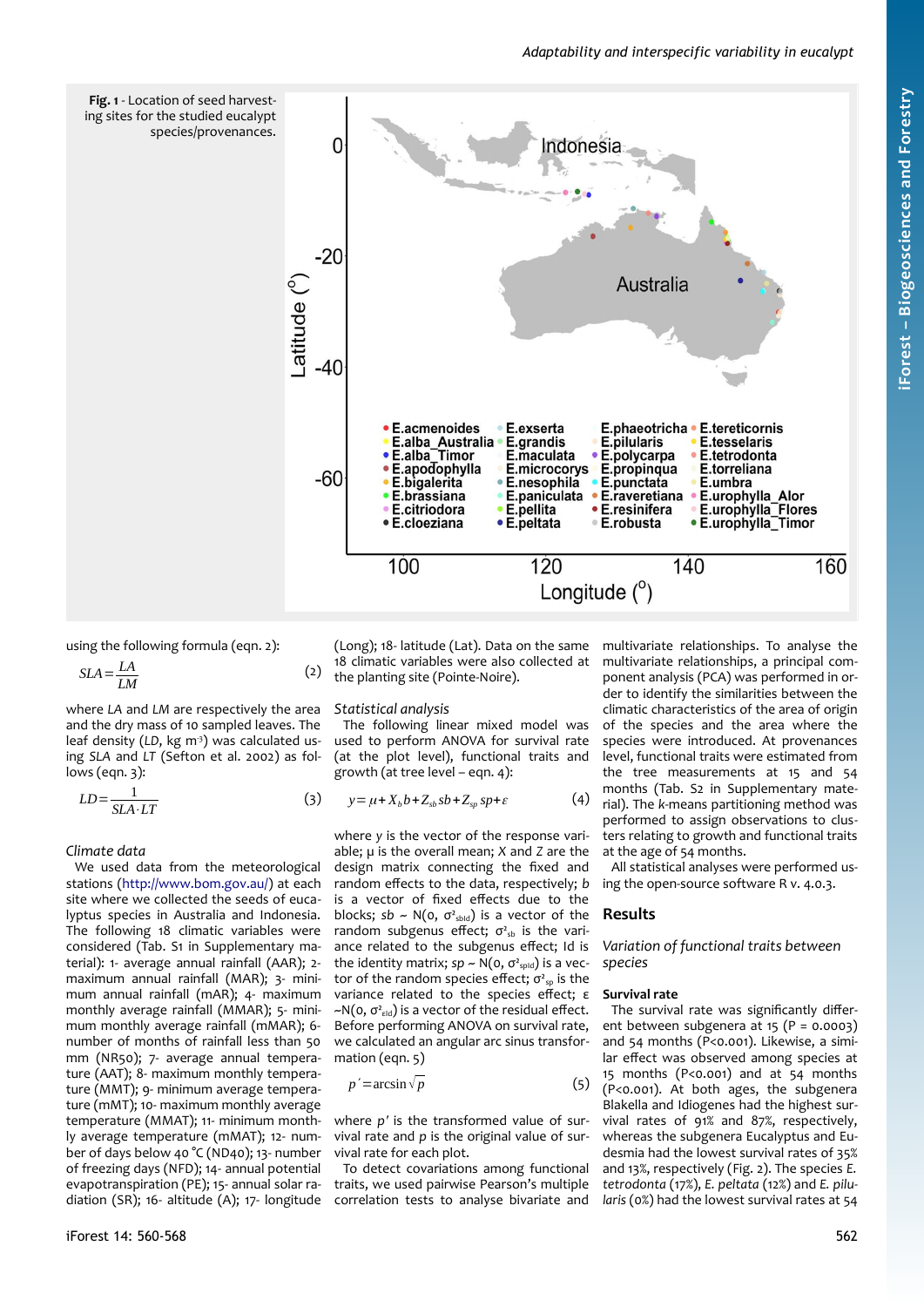**Fig. 1** - Location of seed harvesting sites for the studied eucalypt species/provenances.

using the following formula (eqn. 2):

$$SLA = \frac{LA}{LM} \quad (2)$$

where *LA* and *LM* are respectively the area and the dry mass of 10 sampled leaves. The leaf density (*LD*, kg m$^{-3}$) was calculated using *SLA* and *LT* (Sefton et al. 2002) as follows (eqn. 3):

$$LD = \frac{1}{SLA \cdot LT} \quad (3)$$

### Climate data

We used data from the meteorological stations (http://www.bom.gov.au/) at each site where we collected the seeds of eucalyptus species in Australia and Indonesia. The following 18 climatic variables were considered (Tab. S1 in Supplementary material): 1- average annual rainfall (AAR); 2- maximum annual rainfall (MAR); 3- minimum annual rainfall (mAR); 4- maximum monthly average rainfall (MMAR); 5- minimum monthly average rainfall (mMAR); 6- number of months of rainfall less than 50 mm (NR50); 7- average annual temperature (AAT); 8- maximum monthly temperature (MMT); 9- minimum average temperature (mMT); 10- maximum monthly average temperature (MMAT); 11- minimum monthly average temperature (mMAT); 12- number of days below 40 °C (ND40); 13- number of freezing days (NFD); 14- annual potential evapotranspiration (PE); 15- annual solar radiation (SR); 16- altitude (A); 17- longitude (Long); 18- latitude (Lat). Data on the same 18 climatic variables were also collected at the planting site (Pointe-Noire).

### Statistical analysis

The following linear mixed model was used to perform ANOVA for survival rate (at the plot level), functional traits and growth (at tree level – eqn. 4):

$$y = \mu + X_b b + Z_{sb} sb + Z_{sp} sp + \varepsilon \quad (4)$$

where *y* is the vector of the response variable; μ is the overall mean; *X* and *Z* are the design matrix connecting the fixed and random effects to the data, respectively; *b* is a vector of fixed effects due to the blocks; $sb \sim N(0, \sigma^2_{sb}Id)$ is a vector of the random subgenus effect; $\sigma^2_{sb}$ is the variance related to the subgenus effect; Id is the identity matrix; $sp \sim N(0, \sigma^2_{sp}Id)$ is a vector of the random species effect; $\sigma^2_{sp}$ is the variance related to the species effect; $\varepsilon \sim N(0, \sigma^2_{\varepsilon}Id)$ is a vector of the residual effect. Before performing ANOVA on survival rate, we calculated an angular arc sinus transformation (eqn. 5)

$$p' = \arcsin\sqrt{p} \quad (5)$$

where *p'* is the transformed value of survival rate and *p* is the original value of survival rate for each plot.

To detect covariations among functional traits, we used pairwise Pearson's multiple correlation tests to analyse bivariate and multivariate relationships. To analyse the multivariate relationships, a principal component analysis (PCA) was performed in order to identify the similarities between the climatic characteristics of the area of origin of the species and the area where the species were introduced. At provenances level, functional traits were estimated from the tree measurements at 15 and 54 months (Tab. S2 in Supplementary material). The *k*-means partitioning method was performed to assign observations to clusters relating to growth and functional traits at the age of 54 months.

All statistical analyses were performed using the open-source software R v. 4.0.3.

## Results

### Variation of functional traits between species

#### Survival rate

The survival rate was significantly different between subgenera at 15 (P = 0.0003) and 54 months (P<0.001). Likewise, a similar effect was observed among species at 15 months (P<0.001) and at 54 months (P<0.001). At both ages, the subgenera Blakella and Idiogenes had the highest survival rates of 91% and 87%, respectively, whereas the subgenera Eucalyptus and Eudesmia had the lowest survival rates of 35% and 13%, respectively (Fig. 2). The species *E. tetrodonta* (17%), *E. peltata* (12%) and *E. pilularis* (0%) had the lowest survival rates at 54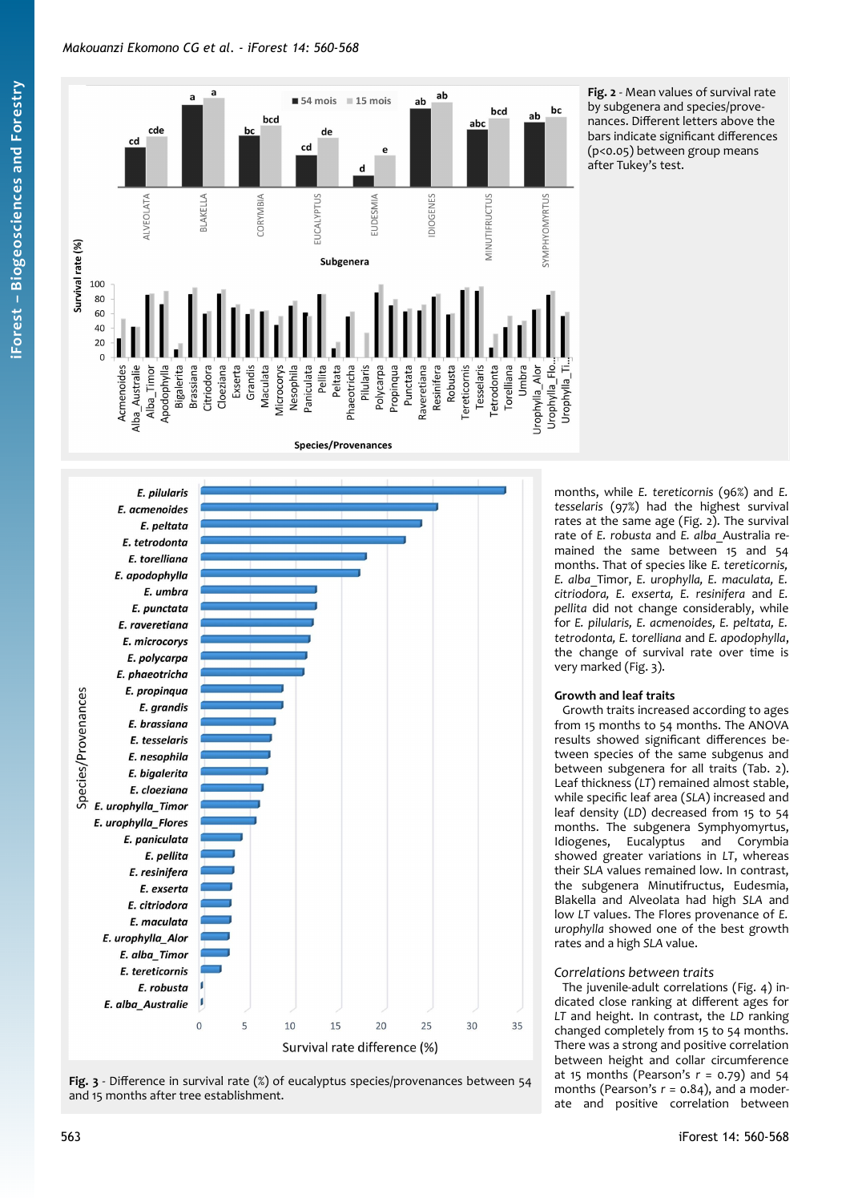**Fig. 2** - Mean values of survival rate by subgenera and species/provenances. Different letters above the bars indicate significant differences (p<0.05) between group means after Tukey's test.

**Fig. 3** - Difference in survival rate (%) of eucalyptus species/provenances between 54 and 15 months after tree establishment.

months, while *E. tereticornis* (96%) and *E. tesselaris* (97%) had the highest survival rates at the same age (Fig. 2). The survival rate of *E. robusta* and *E. alba*_Australia remained the same between 15 and 54 months. That of species like *E. tereticornis, E. alba*_Timor, *E. urophylla, E. maculata, E. citriodora, E. exserta, E. resinifera* and *E. pellita* did not change considerably, while for *E. pilularis, E. acmenoides, E. peltata, E. tetrodonta, E. torelliana* and *E. apodophylla*, the change of survival rate over time is very marked (Fig. 3).

### Growth and leaf traits

Growth traits increased according to ages from 15 months to 54 months. The ANOVA results showed significant differences between species of the same subgenus and between subgenera for all traits (Tab. 2). Leaf thickness (*LT*) remained almost stable, while specific leaf area (*SLA*) increased and leaf density (*LD*) decreased from 15 to 54 months. The subgenera Symphyomyrtus, Idiogenes, Eucalyptus and Corymbia showed greater variations in *LT*, whereas their *SLA* values remained low. In contrast, the subgenera Minutifructus, Eudesmia, Blakella and Alveolata had high *SLA* and low *LT* values. The Flores provenance of *E. urophylla* showed one of the best growth rates and a high *SLA* value.

### *Correlations between traits*

The juvenile-adult correlations (Fig. 4) indicated close ranking at different ages for *LT* and height. In contrast, the *LD* ranking changed completely from 15 to 54 months. There was a strong and positive correlation between height and collar circumference at 15 months (Pearson's $r = 0.79$) and 54 months (Pearson's $r = 0.84$), and a moderate and positive correlation between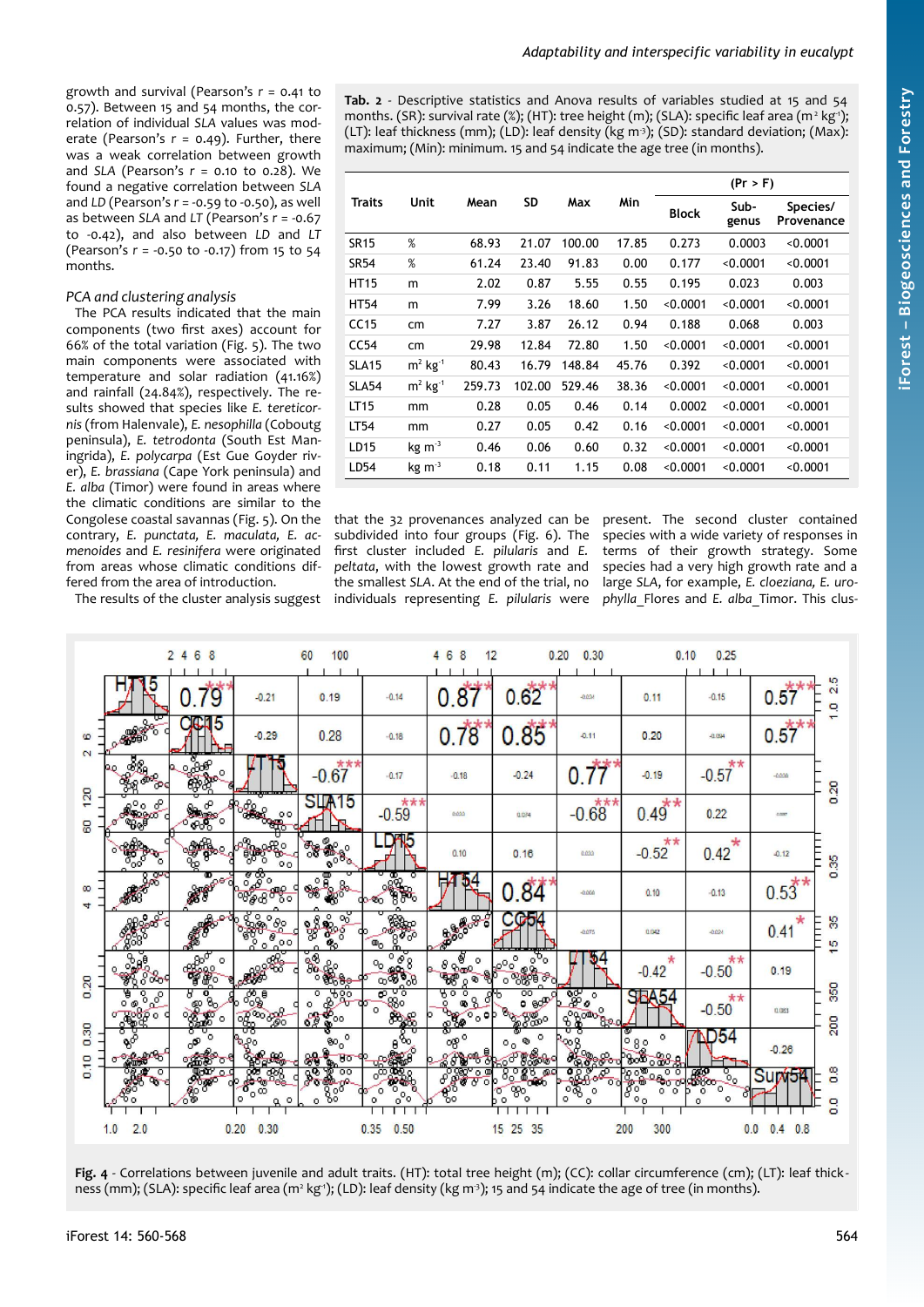growth and survival (Pearson's $r$ = 0.41 to 0.57). Between 15 and 54 months, the correlation of individual *SLA* values was moderate (Pearson's $r$ = 0.49). Further, there was a weak correlation between growth and *SLA* (Pearson's $r$ = 0.10 to 0.28). We found a negative correlation between *SLA* and *LD* (Pearson's $r$ = -0.59 to -0.50), as well as between *SLA* and *LT* (Pearson's $r$ = -0.67 to -0.42), and also between *LD* and *LT* (Pearson's $r$ = -0.50 to -0.17) from 15 to 54 months.

*PCA and clustering analysis*

The PCA results indicated that the main components (two first axes) account for 66% of the total variation (Fig. 5). The two main components were associated with temperature and solar radiation (41.16%) and rainfall (24.84%), respectively. The results showed that species like *E. tereticornis* (from Halenvale), *E. nesophilla* (Cobougt peninsula), *E. tetrodonta* (South Est Mangingrida), *E. polycarpa* (Est Gue Goyder river), *E. brassiana* (Cape York peninsula) and *E. alba* (Timor) were found in areas where the climatic conditions are similar to the Congolese coastal savannas (Fig. 5). On the contrary, *E. punctata*, *E. maculata*, *E. acmenoides* and *E. resinifera* were originated from areas whose climatic conditions differed from the area of introduction.

The results of the cluster analysis suggest that the 32 provenances analyzed can be subdivided into four groups (Fig. 6). The first cluster included *E. pilularis* and *E. peltata*, with the lowest growth rate and the smallest *SLA*. At the end of the trial, no individuals representing *E. pilularis* were present. The second cluster contained species with a wide variety of responses in terms of their growth strategy. Some species had a very high growth rate and a large *SLA*, for example, *E. cloeziana*, *E. urophylla*_Flores and *E. alba*_Timor. This clus-

**Tab. 2** - Descriptive statistics and Anova results of variables studied at 15 and 54 months. (SR): survival rate (%); (HT): tree height (m); (SLA): specific leaf area (m² kg⁻¹); (LT): leaf thickness (mm); (LD): leaf density (kg m⁻³); (SD): standard deviation; (Max): maximum; (Min): minimum. 15 and 54 indicate the age tree (in months).

| Traits | Unit | Mean | SD | Max | Min | (Pr > F) | | |
|---|---|---|---|---|---|---|---|---|
| | | | | | | Block | Sub-genus | Species/ Provenance |
| SR15 | % | 68.93 | 21.07 | 100.00 | 17.85 | 0.273 | 0.0003 | <0.0001 |
| SR54 | % | 61.24 | 23.40 | 91.83 | 0.00 | 0.177 | <0.0001 | <0.0001 |
| HT15 | m | 2.02 | 0.87 | 5.55 | 0.55 | 0.195 | 0.023 | 0.003 |
| HT54 | m | 7.99 | 3.26 | 18.60 | 1.50 | <0.0001 | <0.0001 | <0.0001 |
| CC15 | cm | 7.27 | 3.87 | 26.12 | 0.94 | 0.188 | 0.068 | 0.003 |
| CC54 | cm | 29.98 | 12.84 | 72.80 | 1.50 | <0.0001 | <0.0001 | <0.0001 |
| SLA15 | m² kg⁻¹ | 80.43 | 16.79 | 148.84 | 45.76 | 0.392 | <0.0001 | <0.0001 |
| SLA54 | m² kg⁻¹ | 259.73 | 102.00 | 529.46 | 38.36 | <0.0001 | <0.0001 | <0.0001 |
| LT15 | mm | 0.28 | 0.05 | 0.46 | 0.14 | 0.0002 | <0.0001 | <0.0001 |
| LT54 | mm | 0.27 | 0.05 | 0.42 | 0.16 | <0.0001 | <0.0001 | <0.0001 |
| LD15 | kg m⁻³ | 0.46 | 0.06 | 0.60 | 0.32 | <0.0001 | <0.0001 | <0.0001 |
| LD54 | kg m⁻³ | 0.18 | 0.11 | 1.15 | 0.08 | <0.0001 | <0.0001 | <0.0001 |

**Fig. 4** - Correlations between juvenile and adult traits. (HT): total tree height (m); (CC): collar circumference (cm); (LT): leaf thickness (mm); (SLA): specific leaf area (m² kg⁻¹); (LD): leaf density (kg m⁻³); 15 and 54 indicate the age of tree (in months).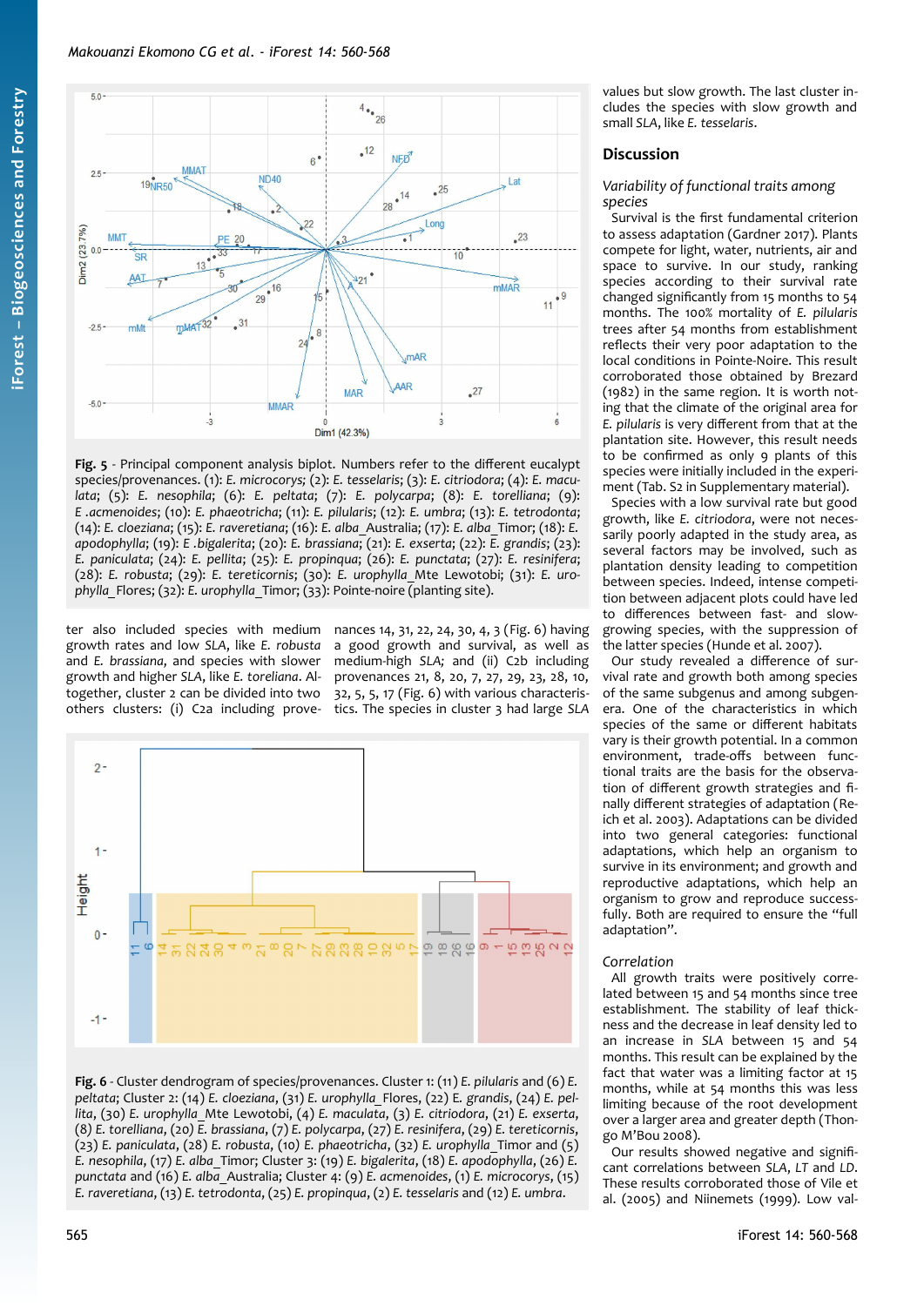Fig. 5 - Principal component analysis biplot. Numbers refer to the different eucalypt species/provenances. (1): *E. microcorys*; (2): *E. tesselaris*; (3): *E. citriodora*; (4): *E. maculata*; (5): *E. nesophila*; (6): *E. peltata*; (7): *E. polycarpa*; (8): *E. torelliana*; (9): *E .acmenoides*; (10): *E. phaeotricha*; (11): *E. pilularis*; (12): *E. umbra*; (13): *E. tetrodonta*; (14): *E. cloeziana*; (15): *E. raveretiana*; (16): *E. alba*_Australia; (17): *E. alba*_Timor; (18): *E. apodophylla*; (19): *E .bigalerita*; (20): *E. brassiana*; (21): *E. exserta*; (22): *E. grandis*; (23): *E. paniculata*; (24): *E. pellita*; (25): *E. propinqua*; (26): *E. punctata*; (27): *E. resinifera*; (28): *E. robusta*; (29): *E. tereticornis*; (30): *E. urophylla*_Mte Lewotobi; (31): *E. urophylla*_Flores; (32): *E. urophylla*_Timor; (33): Pointe-noire (planting site).

ter also included species with medium growth rates and low *SLA*, like *E. robusta* and *E. brassiana*, and species with slower growth and higher *SLA*, like *E. toreliana*. Altogether, cluster 2 can be divided into two others clusters: (i) C2a including provenances 14, 31, 22, 24, 30, 4, 3 (Fig. 6) having a good growth and survival, as well as medium-high *SLA*; and (ii) C2b including provenances 21, 8, 20, 7, 27, 29, 23, 28, 10, 32, 5, 5, 17 (Fig. 6) with various characteristics. The species in cluster 3 had large *SLA* values but slow growth. The last cluster includes the species with slow growth and small *SLA*, like *E. tesselaris*.

Fig. 6 - Cluster dendrogram of species/provenances. Cluster 1: (11) *E. pilularis* and (6) *E. peltata*; Cluster 2: (14) *E. cloeziana*, (31) *E. urophylla*_Flores, (22) *E. grandis*, (24) *E. pellita*, (30) *E. urophylla*_Mte Lewotobi, (4) *E. maculata*, (3) *E. citriodora*, (21) *E. exserta*, (8) *E. torelliana*, (20) *E. brassiana*, (7) *E. polycarpa*, (27) *E. resinifera*, (29) *E. tereticornis*, (23) *E. paniculata*, (28) *E. robusta*, (10) *E. phaeotricha*, (32) *E. urophylla*_Timor and (5) *E. nesophila*, (17) *E. alba*_Timor; Cluster 3: (19) *E. bigalerita*, (18) *E. apodophylla*, (26) *E. punctata* and (16) *E. alba*_Australia; Cluster 4: (9) *E. acmenoides*, (1) *E. microcorys*, (15) *E. raveretiana*, (13) *E. tetrodonta*, (25) *E. propinqua*, (2) *E. tesselaris* and (12) *E. umbra*.

## Discussion

### Variability of functional traits among species

Survival is the first fundamental criterion to assess adaptation (Gardner 2017). Plants compete for light, water, nutrients, air and space to survive. In our study, ranking species according to their survival rate changed significantly from 15 months to 54 months. The 100% mortality of *E. pilularis* trees after 54 months from establishment reflects their very poor adaptation to the local conditions in Pointe-Noire. This result corroborated those obtained by Brezard (1982) in the same region. It is worth noting that the climate of the original area for *E. pilularis* is very different from that at the plantation site. However, this result needs to be confirmed as only 9 plants of this species were initially included in the experiment (Tab. S2 in Supplementary material).

Species with a low survival rate but good growth, like *E. citriodora*, were not necessarily poorly adapted in the study area, as several factors may be involved, such as plantation density leading to competition between species. Indeed, intense competition between adjacent plots could have led to differences between fast- and slow-growing species, with the suppression of the latter species (Hunde et al. 2007).

Our study revealed a difference of survival rate and growth both among species of the same subgenus and among subgenera. One of the characteristics in which species of the same or different habitats vary is their growth potential. In a common environment, trade-offs between functional traits are the basis for the observation of different growth strategies and finally different strategies of adaptation (Reich et al. 2003). Adaptations can be divided into two general categories: functional adaptations, which help an organism to survive in its environment; and growth and reproductive adaptations, which help an organism to grow and reproduce successfully. Both are required to ensure the "full adaptation".

### Correlation

All growth traits were positively correlated between 15 and 54 months since tree establishment. The stability of leaf thickness and the decrease in leaf density led to an increase in *SLA* between 15 and 54 months. This result can be explained by the fact that water was a limiting factor at 15 months, while at 54 months this was less limiting because of the root development over a larger area and greater depth (Thongo M'Bou 2008).

Our results showed negative and significant correlations between *SLA*, *LT* and *LD*. These results corroborated those of Vile et al. (2005) and Niinemets (1999). Low val-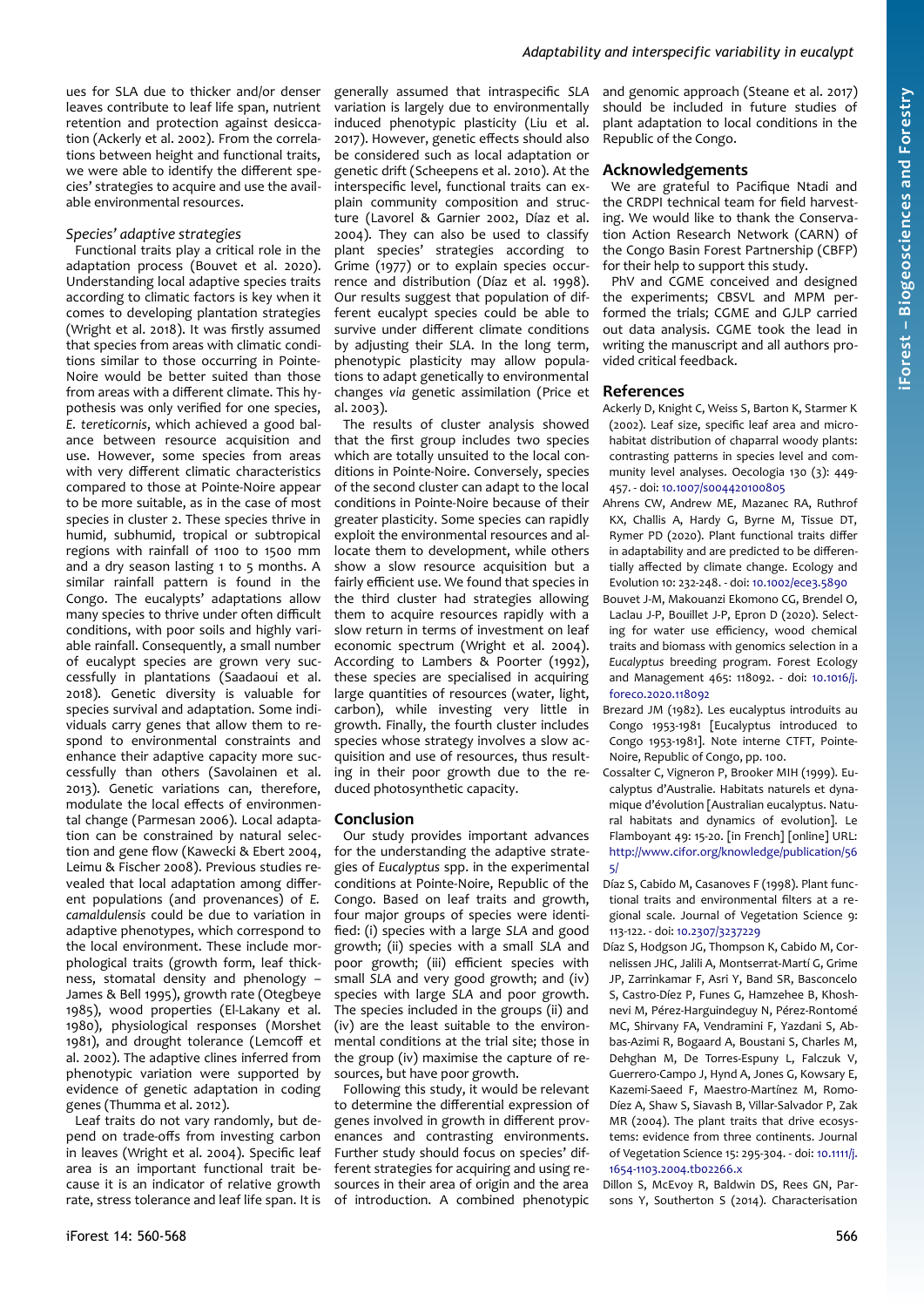ues for SLA due to thicker and/or denser leaves contribute to leaf life span, nutrient retention and protection against desiccation (Ackerly et al. 2002). From the correlations between height and functional traits, we were able to identify the different species' strategies to acquire and use the available environmental resources.

### *Species' adaptive strategies*

Functional traits play a critical role in the adaptation process (Bouvet et al. 2020). Understanding local adaptive species traits according to climatic factors is key when it comes to developing plantation strategies (Wright et al. 2018). It was firstly assumed that species from areas with climatic conditions similar to those occurring in Pointe-Noire would be better suited than those from areas with a different climate. This hypothesis was only verified for one species, *E. tereticornis*, which achieved a good balance between resource acquisition and use. However, some species from areas with very different climatic characteristics compared to those at Pointe-Noire appear to be more suitable, as in the case of most species in cluster 2. These species thrive in humid, subhumid, tropical or subtropical regions with rainfall of 1100 to 1500 mm and a dry season lasting 1 to 5 months. A similar rainfall pattern is found in the Congo. The eucalypts' adaptations allow many species to thrive under often difficult conditions, with poor soils and highly variable rainfall. Consequently, a small number of eucalypt species are grown very successfully in plantations (Saadaoui et al. 2018). Genetic diversity is valuable for species survival and adaptation. Some individuals carry genes that allow them to respond to environmental constraints and enhance their adaptive capacity more successfully than others (Savolainen et al. 2013). Genetic variations can, therefore, modulate the local effects of environmental change (Parmesan 2006). Local adaptation can be constrained by natural selection and gene flow (Kawecki & Ebert 2004, Leimu & Fischer 2008). Previous studies revealed that local adaptation among different populations (and provenances) of *E. camaldulensis* could be due to variation in adaptive phenotypes, which correspond to the local environment. These include morphological traits (growth form, leaf thickness, stomatal density and phenology – James & Bell 1995), growth rate (Otegbeye 1985), wood properties (El-Lakany et al. 1980), physiological responses (Morshet 1981), and drought tolerance (Lemcoff et al. 2002). The adaptive clines inferred from phenotypic variation were supported by evidence of genetic adaptation in coding genes (Thumma et al. 2012).

Leaf traits do not vary randomly, but depend on trade-offs from investing carbon in leaves (Wright et al. 2004). Specific leaf area is an important functional trait because it is an indicator of relative growth rate, stress tolerance and leaf life span. It is generally assumed that intraspecific *SLA* variation is largely due to environmentally induced phenotypic plasticity (Liu et al. 2017). However, genetic effects should also be considered such as local adaptation or genetic drift (Scheepens et al. 2010). At the interspecific level, functional traits can explain community composition and structure (Lavorel & Garnier 2002, Díaz et al. 2004). They can also be used to classify plant species' strategies according to Grime (1977) or to explain species occurrence and distribution (Díaz et al. 1998). Our results suggest that population of different eucalypt species could be able to survive under different climate conditions by adjusting their *SLA*. In the long term, phenotypic plasticity may allow populations to adapt genetically to environmental changes *via* genetic assimilation (Price et al. 2003).

The results of cluster analysis showed that the first group includes two species which are totally unsuited to the local conditions in Pointe-Noire. Conversely, species of the second cluster can adapt to the local conditions in Pointe-Noire because of their greater plasticity. Some species can rapidly exploit the environmental resources and allocate them to development, while others show a slow resource acquisition but a fairly efficient use. We found that species in the third cluster had strategies allowing them to acquire resources rapidly with a slow return in terms of investment on leaf economic spectrum (Wright et al. 2004). According to Lambers & Poorter (1992), these species are specialised in acquiring large quantities of resources (water, light, carbon), while investing very little in growth. Finally, the fourth cluster includes species whose strategy involves a slow acquisition and use of resources, thus resulting in their poor growth due to the reduced photosynthetic capacity.

## Conclusion

Our study provides important advances for the understanding the adaptive strategies of *Eucalyptus* spp. in the experimental conditions at Pointe-Noire, Republic of the Congo. Based on leaf traits and growth, four major groups of species were identified: (i) species with a large *SLA* and good growth; (ii) species with a small *SLA* and poor growth; (iii) efficient species with small *SLA* and very good growth; and (iv) species with large *SLA* and poor growth. The species included in the groups (ii) and (iv) are the least suitable to the environmental conditions at the trial site; those in the group (iv) maximise the capture of resources, but have poor growth.

Following this study, it would be relevant to determine the differential expression of genes involved in growth in different provenances and contrasting environments. Further study should focus on species' different strategies for acquiring and using resources in their area of origin and the area of introduction. A combined phenotypic and genomic approach (Steane et al. 2017) should be included in future studies of plant adaptation to local conditions in the Republic of the Congo.

## Acknowledgements

We are grateful to Pacifique Ntadi and the CRDPI technical team for field harvesting. We would like to thank the Conservation Action Research Network (CARN) of the Congo Basin Forest Partnership (CBFP) for their help to support this study.

PhV and CGME conceived and designed the experiments; CBSVL and MPM performed the trials; CGME and GJLP carried out data analysis. CGME took the lead in writing the manuscript and all authors provided critical feedback.

## References

Ackerly D, Knight C, Weiss S, Barton K, Starmer K (2002). Leaf size, specific leaf area and microhabitat distribution of chaparral woody plants: contrasting patterns in species level and community level analyses. Oecologia 130 (3): 449-457. - doi: 10.1007/s004420100805

Ahrens CW, Andrew ME, Mazanec RA, Ruthrof KX, Challis A, Hardy G, Byrne M, Tissue DT, Rymer PD (2020). Plant functional traits differ in adaptability and are predicted to be differentially affected by climate change. Ecology and Evolution 10: 232-248. - doi: 10.1002/ece3.5890

Bouvet J-M, Makouanzi Ekomono CG, Brendel O, Laclau J-P, Bouillet J-P, Epron D (2020). Selecting for water use efficiency, wood chemical traits and biomass with genomics selection in a *Eucalyptus* breeding program. Forest Ecology and Management 465: 118092. - doi: 10.1016/j.foreco.2020.118092

Brezard JM (1982). Les eucalyptus introduits au Congo 1953-1981 [Eucalyptus introduced to Congo 1953-1981]. Note interne CTFT, Pointe-Noire, Republic of Congo, pp. 100.

Cossalter C, Vigneron P, Brooker MIH (1999). Eucalyptus d'Australie. Habitats naturels et dynamique d'évolution [Australian eucalyptus. Natural habitats and dynamics of evolution]. Le Flamboyant 49: 15-20. [in French] [online] URL: http://www.cifor.org/knowledge/publication/565/

Díaz S, Cabido M, Casanoves F (1998). Plant functional traits and environmental filters at a regional scale. Journal of Vegetation Science 9: 113-122. - doi: 10.2307/3237229

Díaz S, Hodgson JG, Thompson K, Cabido M, Cornelissen JHC, Jalili A, Montserrat-Martí G, Grime JP, Zarrinkamar F, Asri Y, Band SR, Basconcelo S, Castro-Díez P, Funes G, Hamzehee B, Khoshnevi M, Pérez-Harguindeguy N, Pérez-Rontomé MC, Shirvany FA, Vendramini F, Yazdani S, Abbas-Azimi R, Bogaard A, Boustani S, Charles M, Dehghan M, De Torres-Espuny L, Falczuk V, Guerrero-Campo J, Hynd A, Jones G, Kowsary E, Kazemi-Saeed F, Maestro-Martínez M, Romo-Díez A, Shaw S, Siavash B, Villar-Salvador P, Zak MR (2004). The plant traits that drive ecosystems: evidence from three continents. Journal of Vegetation Science 15: 295-304. - doi: 10.1111/j.1654-1103.2004.tb02266.x

Dillon S, McEvoy R, Baldwin DS, Rees GN, Parsons Y, Southerton S (2014). Characterisation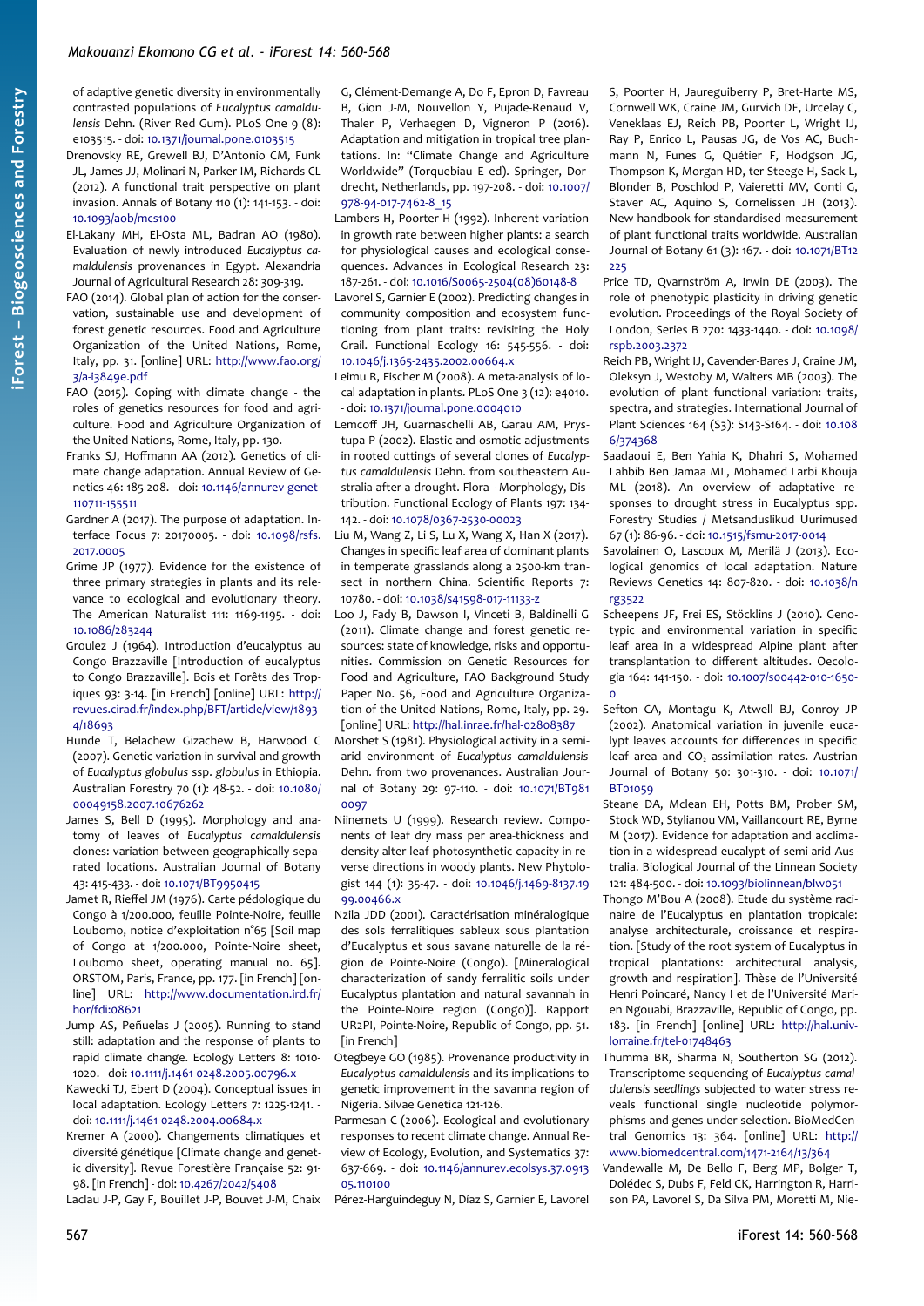of adaptive genetic diversity in environmentally contrasted populations of *Eucalyptus camaldulensis* Dehn. (River Red Gum). PLoS One 9 (8): e103515. - doi: 10.1371/journal.pone.0103515

Drenovsky RE, Grewell BJ, D'Antonio CM, Funk JL, James JJ, Molinari N, Parker IM, Richards CL (2012). A functional trait perspective on plant invasion. Annals of Botany 110 (1): 141-153. - doi: 10.1093/aob/mcs100

El-Lakany MH, El-Osta ML, Badran AO (1980). Evaluation of newly introduced *Eucalyptus camaldulensis* provenances in Egypt. Alexandria Journal of Agricultural Research 28: 309-319.

FAO (2014). Global plan of action for the conservation, sustainable use and development of forest genetic resources. Food and Agriculture Organization of the United Nations, Rome, Italy, pp. 31. [online] URL: http://www.fao.org/3/a-i3849e.pdf

FAO (2015). Coping with climate change - the roles of genetics resources for food and agriculture. Food and Agriculture Organization of the United Nations, Rome, Italy, pp. 130.

Franks SJ, Hoffmann AA (2012). Genetics of climate change adaptation. Annual Review of Genetics 46: 185-208. - doi: 10.1146/annurev-genet-110711-155511

Gardner A (2017). The purpose of adaptation. Interface Focus 7: 20170005. - doi: 10.1098/rsfs.2017.0005

Grime JP (1977). Evidence for the existence of three primary strategies in plants and its relevance to ecological and evolutionary theory. The American Naturalist 111: 1169-1195. - doi: 10.1086/283244

Groulez J (1964). Introduction d'eucalyptus au Congo Brazzaville [Introduction of eucalyptus to Congo Brazzaville]. Bois et Forêts des Tropiques 93: 3-14. [in French] [online] URL: http://revues.cirad.fr/index.php/BFT/article/view/18934/18693

Hunde T, Belachew Gizachew B, Harwood C (2007). Genetic variation in survival and growth of *Eucalyptus globulus* ssp. *globulus* in Ethiopia. Australian Forestry 70 (1): 48-52. - doi: 10.1080/00049158.2007.10676262

James S, Bell D (1995). Morphology and anatomy of leaves of *Eucalyptus camaldulensis* clones: variation between geographically separated locations. Australian Journal of Botany 43: 415-433. - doi: 10.1071/BT9950415

Jamet R, Rieffel JM (1976). Carte pédologique du Congo à 1/200.000, feuille Pointe-Noire, feuille Loubomo, notice d'exploitation n°65 [Soil map of Congo at 1/200.000, Pointe-Noire sheet, Loubomo sheet, operating manual no. 65]. ORSTOM, Paris, France, pp. 177. [in French] [online] URL: http://www.documentation.ird.fr/hor/fdi:08621

Jump AS, Peñuelas J (2005). Running to stand still: adaptation and the response of plants to rapid climate change. Ecology Letters 8: 1010-1020. - doi: 10.1111/j.1461-0248.2005.00796.x

Kawecki TJ, Ebert D (2004). Conceptual issues in local adaptation. Ecology Letters 7: 1225-1241. - doi: 10.1111/j.1461-0248.2004.00684.x

Kremer A (2000). Changements climatiques et diversité génétique [Climate change and genetic diversity]. Revue Forestière Française 52: 91-98. [in French] - doi: 10.4267/2042/5408

Laclau J-P, Gay F, Bouillet J-P, Bouvet J-M, Chaix G, Clément-Demange A, Do F, Epron D, Favreau B, Gion J-M, Nouvellon Y, Pujade-Renaud V, Thaler P, Verhaegen D, Vigneron P (2016). Adaptation and mitigation in tropical tree plantations. In: "Climate Change and Agriculture Worldwide" (Torquebiau E ed). Springer, Dordrecht, Netherlands, pp. 197-208. - doi: 10.1007/978-94-017-7462-8_15

Lambers H, Poorter H (1992). Inherent variation in growth rate between higher plants: a search for physiological causes and ecological consequences. Advances in Ecological Research 23: 187-261. - doi: 10.1016/S0065-2504(08)60148-8

Lavorel S, Garnier E (2002). Predicting changes in community composition and ecosystem functioning from plant traits: revisiting the Holy Grail. Functional Ecology 16: 545-556. - doi: 10.1046/j.1365-2435.2002.00664.x

Leimu R, Fischer M (2008). A meta-analysis of local adaptation in plants. PLoS One 3 (12): e4010. - doi: 10.1371/journal.pone.0004010

Lemcoff JH, Guarnaschelli AB, Garau AM, Prystupa P (2002). Elastic and osmotic adjustments in rooted cuttings of several clones of *Eucalyptus camaldulensis* Dehn. from southeastern Australia after a drought. Flora - Morphology, Distribution. Functional Ecology of Plants 197: 134-142. - doi: 10.1078/0367-2530-00023

Liu M, Wang Z, Li S, Lu X, Wang X, Han X (2017). Changes in specific leaf area of dominant plants in temperate grasslands along a 2500-km transect in northern China. Scientific Reports 7: 10780. - doi: 10.1038/s41598-017-11133-z

Loo J, Fady B, Dawson I, Vinceti B, Baldinelli G (2011). Climate change and forest genetic resources: state of knowledge, risks and opportunities. Commission on Genetic Resources for Food and Agriculture, FAO Background Study Paper No. 56, Food and Agriculture Organization of the United Nations, Rome, Italy, pp. 29. [online] URL: http://hal.inrae.fr/hal-02808387

Morshet S (1981). Physiological activity in a semi-arid environment of *Eucalyptus camaldulensis* Dehn. from two provenances. Australian Journal of Botany 29: 97-110. - doi: 10.1071/BT9810097

Niinemets U (1999). Research review. Components of leaf dry mass per area-thickness and density-alter leaf photosynthetic capacity in reverse directions in woody plants. New Phytologist 144 (1): 35-47. - doi: 10.1046/j.1469-8137.1999.00466.x

Nzila JDD (2001). Caractérisation minéralogique des sols ferralitiques sableux sous plantation d'Eucalyptus et sous savane naturelle de la région de Pointe-Noire (Congo). [Mineralogical characterization of sandy ferralitic soils under Eucalyptus plantation and natural savannah in the Pointe-Noire region (Congo)]. Rapport UR2PI, Pointe-Noire, Republic of Congo, pp. 51. [in French]

Otegbeye GO (1985). Provenance productivity in *Eucalyptus camaldulensis* and its implications to genetic improvement in the savanna region of Nigeria. Silvae Genetica 121-126.

Parmesan C (2006). Ecological and evolutionary responses to recent climate change. Annual Review of Ecology, Evolution, and Systematics 37: 637-669. - doi: 10.1146/annurev.ecolsys.37.091305.110100

Pérez-Harguindeguy N, Díaz S, Garnier E, Lavorel S, Poorter H, Jaureguiberry P, Bret-Harte MS, Cornwell WK, Craine JM, Gurvich DE, Urcelay C, Veneklaas EJ, Reich PB, Poorter L, Wright IJ, Ray P, Enrico L, Pausas JG, de Vos AC, Buchmann N, Funes G, Quétier F, Hodgson JG, Thompson K, Morgan HD, ter Steege H, Sack L, Blonder B, Poschlod P, Vaieretti MV, Conti G, Staver AC, Aquino S, Cornelissen JH (2013). New handbook for standardised measurement of plant functional traits worldwide. Australian Journal of Botany 61 (3): 167. - doi: 10.1071/BT12225

Price TD, Qvarnström A, Irwin DE (2003). The role of phenotypic plasticity in driving genetic evolution. Proceedings of the Royal Society of London, Series B 270: 1433-1440. - doi: 10.1098/rspb.2003.2372

Reich PB, Wright IJ, Cavender-Bares J, Craine JM, Oleksyn J, Westoby M, Walters MB (2003). The evolution of plant functional variation: traits, spectra, and strategies. International Journal of Plant Sciences 164 (S3): S143-S164. - doi: 10.1086/374368

Saadaoui E, Ben Yahia K, Dhahri S, Mohamed Lahbib Ben Jamaa ML, Mohamed Larbi Khouja ML (2018). An overview of adaptative responses to drought stress in Eucalyptus spp. Forestry Studies / Metsanduslikud Uurimused 67 (1): 86-96. - doi: 10.1515/fsmu-2017-0014

Savolainen O, Lascoux M, Merilä J (2013). Ecological genomics of local adaptation. Nature Reviews Genetics 14: 807-820. - doi: 10.1038/nrg3522

Scheepens JF, Frei ES, Stöcklins J (2010). Genotypic and environmental variation in specific leaf area in a widespread Alpine plant after transplantation to different altitudes. Oecologia 164: 141-150. - doi: 10.1007/s00442-010-1650-0

Sefton CA, Montagu K, Atwell BJ, Conroy JP (2002). Anatomical variation in juvenile eucalypt leaves accounts for differences in specific leaf area and $CO_2$ assimilation rates. Austrian Journal of Botany 50: 301-310. - doi: 10.1071/BT01059

Steane DA, Mclean EH, Potts BM, Prober SM, Stock WD, Stylianou VM, Vaillancourt RE, Byrne M (2017). Evidence for adaptation and acclimation in a widespread eucalypt of semi-arid Australia. Biological Journal of the Linnean Society 121: 484-500. - doi: 10.1093/biolinnean/blw051

Thongo M'Bou A (2008). Etude du système racinaire de l'Eucalyptus en plantation tropicale: analyse architecturale, croissance et respiration. [Study of the root system of Eucalyptus in tropical plantations: architectural analysis, growth and respiration]. Thèse de l'Université Henri Poincaré, Nancy I et de l'Université Marien Ngouabi, Brazzaville, Republic of Congo, pp. 183. [in French] [online] URL: http://hal.univ-lorraine.fr/tel-01748463

Thumma BR, Sharma N, Southerton SG (2012). Transcriptome sequencing of *Eucalyptus camaldulensis seedlings* subjected to water stress reveals functional single nucleotide polymorphisms and genes under selection. BioMedCentral Genomics 13: 364. [online] URL: http://www.biomedcentral.com/1471-2164/13/364

Vandewalle M, De Bello F, Berg MP, Bolger T, Dolédec S, Dubs F, Feld CK, Harrington R, Harrison PA, Lavorel S, Da Silva PM, Moretti M, Nie-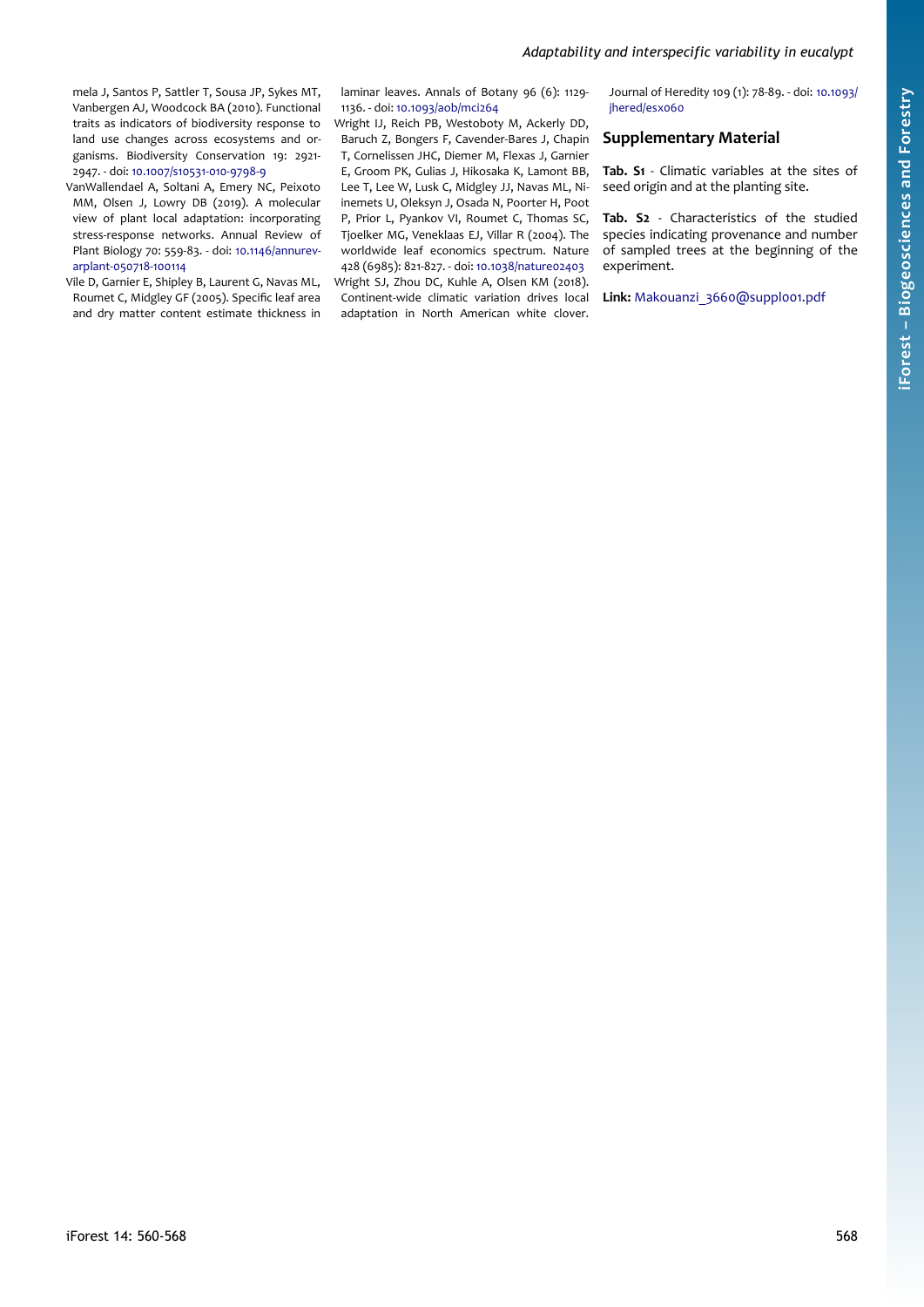mela J, Santos P, Sattler T, Sousa JP, Sykes MT, Vanbergen AJ, Woodcock BA (2010). Functional traits as indicators of biodiversity response to land use changes across ecosystems and organisms. Biodiversity Conservation 19: 2921-2947. - doi: 10.1007/s10531-010-9798-9

VanWallendael A, Soltani A, Emery NC, Peixoto MM, Olsen J, Lowry DB (2019). A molecular view of plant local adaptation: incorporating stress-response networks. Annual Review of Plant Biology 70: 559-83. - doi: 10.1146/annurev-arplant-050718-100114

Vile D, Garnier E, Shipley B, Laurent G, Navas ML, Roumet C, Midgley GF (2005). Specific leaf area and dry matter content estimate thickness in laminar leaves. Annals of Botany 96 (6): 1129-1136. - doi: 10.1093/aob/mci264

Wright IJ, Reich PB, Westoboty M, Ackerly DD, Baruch Z, Bongers F, Cavender-Bares J, Chapin T, Cornelissen JHC, Diemer M, Flexas J, Garnier E, Groom PK, Gulias J, Hikosaka K, Lamont BB, Lee T, Lee W, Lusk C, Midgley JJ, Navas ML, Niinemets U, Oleksyn J, Osada N, Poorter H, Poot P, Prior L, Pyankov VI, Roumet C, Thomas SC, Tjoelker MG, Veneklaas EJ, Villar R (2004). The worldwide leaf economics spectrum. Nature 428 (6985): 821-827. - doi: 10.1038/nature02403

Wright SJ, Zhou DC, Kuhle A, Olsen KM (2018). Continent-wide climatic variation drives local adaptation in North American white clover. Journal of Heredity 109 (1): 78-89. - doi: 10.1093/jhered/esx060

## Supplementary Material

**Tab. S1** - Climatic variables at the sites of seed origin and at the planting site.

**Tab. S2** - Characteristics of the studied species indicating provenance and number of sampled trees at the beginning of the experiment.

**Link:** Makouanzi_3660@suppl001.pdf